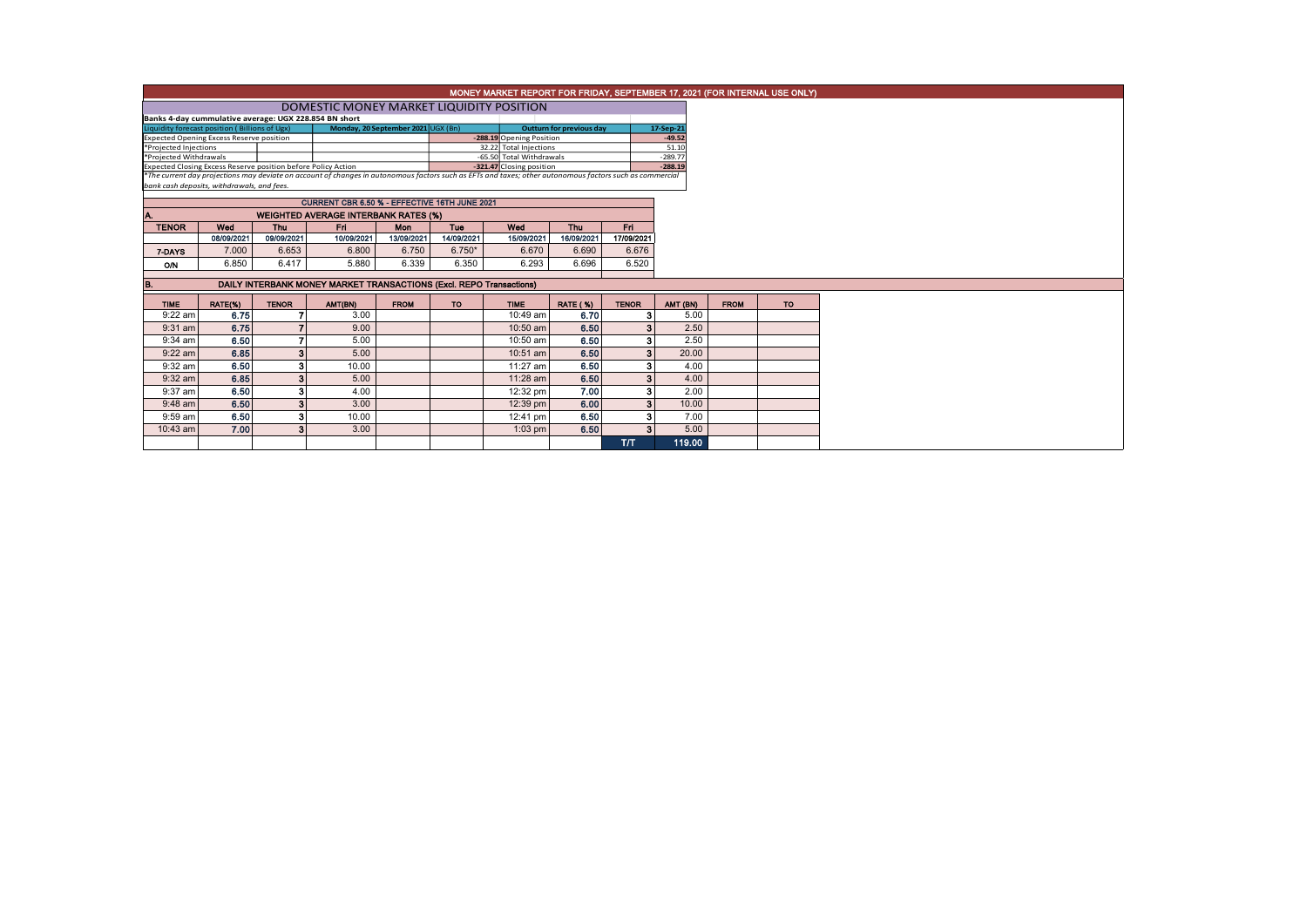# MONEY MARKET REPORT FOR FRIDAY, SEPTEMBER 17, 2021 (FOR INTERNAL USE ONLY)

## DOMESTIC MONEY MARKET LIQUIDITY POSITION

Banks 4-day cummulative average: UGX 228.854 BN short

| Liquidity forecast position ( Billions of Ugx) | Monday, 20 September 2021 UGX (Bn) | Outturn for previous day | 17-Sep-21 |
|---|---|---|---|
| Expected Opening Excess Reserve position | -288.19 | Opening Position | -49.52 |
| *Projected Injections | 32.22 | Total Injections | 51.10 |
| *Projected Withdrawals | -65.50 | Total Withdrawals | -289.77 |
| Expected Closing Excess Reserve position before Policy Action | -321.47 | Closing position | -288.19 |

*The current day projections may deviate on account of changes in autonomous factors such as EFTs and taxes; other autonomous factors such as commercial bank cash deposits, withdrawals, and fees.

## CURRENT CBR 6.50 % - EFFECTIVE 16TH JUNE 2021

### A. WEIGHTED AVERAGE INTERBANK RATES (%)

| TENOR | Wed | Thu | Fri | Mon | Tue | Wed | Thu | Fri |
|---|---|---|---|---|---|---|---|---|
| | 08/09/2021 | 09/09/2021 | 10/09/2021 | 13/09/2021 | 14/09/2021 | 15/09/2021 | 16/09/2021 | 17/09/2021 |
| 7-DAYS | 7.000 | 6.653 | 6.800 | 6.750 | 6.750* | 6.670 | 6.690 | 6.676 |
| O/N | 6.850 | 6.417 | 5.880 | 6.339 | 6.350 | 6.293 | 6.696 | 6.520 |

### B. DAILY INTERBANK MONEY MARKET TRANSACTIONS (Excl. REPO Transactions)

| TIME | RATE(%) | TENOR | AMT(BN) | FROM | TO | TIME | RATE ( %) | TENOR | AMT (BN) | FROM | TO |
|---|---|---|---|---|---|---|---|---|---|---|---|
| 9:22 am | 6.75 | 7 | 3.00 | | | 10:49 am | 6.70 | 3 | 5.00 | | |
| 9:31 am | 6.75 | 7 | 9.00 | | | 10:50 am | 6.50 | 3 | 2.50 | | |
| 9:34 am | 6.50 | 7 | 5.00 | | | 10:50 am | 6.50 | 3 | 2.50 | | |
| 9:22 am | 6.85 | 3 | 5.00 | | | 10:51 am | 6.50 | 3 | 20.00 | | |
| 9:32 am | 6.50 | 3 | 10.00 | | | 11:27 am | 6.50 | 3 | 4.00 | | |
| 9:32 am | 6.85 | 3 | 5.00 | | | 11:28 am | 6.50 | 3 | 4.00 | | |
| 9:37 am | 6.50 | 3 | 4.00 | | | 12:32 pm | 7.00 | 3 | 2.00 | | |
| 9:48 am | 6.50 | 3 | 3.00 | | | 12:39 pm | 6.00 | 3 | 10.00 | | |
| 9:59 am | 6.50 | 3 | 10.00 | | | 12:41 pm | 6.50 | 3 | 7.00 | | |
| 10:43 am | 7.00 | 3 | 3.00 | | | 1:03 pm | 6.50 | 3 | 5.00 | | |
| | | | | | | | | T/T | 119.00 | | |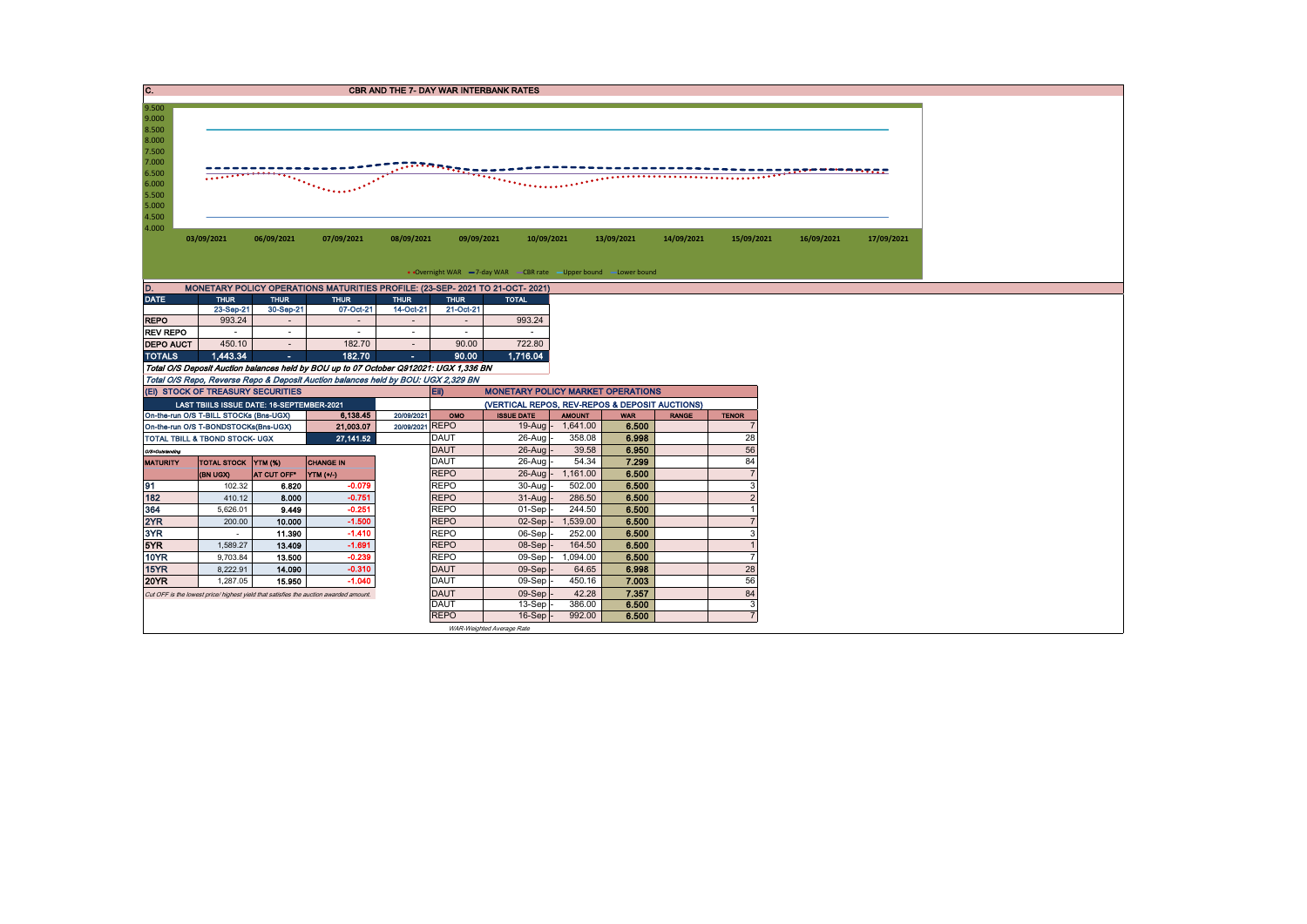## C. CBR AND THE 7- DAY WAR INTERBANK RATES

9.500
9.000
8.500
8.000
7.500
7.000
6.500
6.000
5.500
5.000
4.500
4.000

03/09/2021 06/09/2021 07/09/2021 08/09/2021 09/09/2021 10/09/2021 13/09/2021 14/09/2021 15/09/2021 16/09/2021 17/09/2021

Overnight WAR — 7-day WAR — CBR rate — Upper bound — Lower bound

## D. MONETARY POLICY OPERATIONS MATURITIES PROFILE: (23-SEP- 2021 TO 21-OCT- 2021)

| DATE | THUR | THUR | THUR | THUR | THUR | TOTAL |
|---|---|---|---|---|---|---|
| | 23-Sep-21 | 30-Sep-21 | 07-Oct-21 | 14-Oct-21 | 21-Oct-21 | |
| REPO | 993.24 | - | - | - | - | 993.24 |
| REV REPO | - | - | - | - | - | - |
| DEPO AUCT | 450.10 | - | 182.70 | - | 90.00 | 722.80 |
| TOTALS | 1,443.34 | - | 182.70 | - | 90.00 | 1,716.04 |

*Total O/S Deposit Auction balances held by BOU up to 07 October Q912021: UGX 1,336 BN*

*Total O/S Repo, Reverse Repo & Deposit Auction balances held by BOU: UGX 2,329 BN*

## (EI) STOCK OF TREASURY SECURITIES

| LAST TBIILS ISSUE DATE: 16-SEPTEMBER-2021 | | |
|---|---|---|
| On-the-run O/S T-BILL STOCKs (Bns-UGX) | 6,138.45 | 20/09/2021 |
| On-the-run O/S T-BONDSTOCKs(Bns-UGX) | 21,003.07 | 20/09/2021 |
| TOTAL TBILL & TBOND STOCK- UGX | 27,141.52 | |

O/S=Outstanding

| MATURITY | TOTAL STOCK (BN UGX) | YTM (%) AT CUT OFF* | CHANGE IN YTM (+/-) |
|---|---|---|---|
| 91 | 102.32 | 6.820 | -0.079 |
| 182 | 410.12 | 8.000 | -0.751 |
| 364 | 5,626.01 | 9.449 | -0.251 |
| 2YR | 200.00 | 10.000 | -1.500 |
| 3YR | - | 11.390 | -1.410 |
| 5YR | 1,589.27 | 13.409 | -1.691 |
| 10YR | 9,703.84 | 13.500 | -0.239 |
| 15YR | 8,222.91 | 14.090 | -0.310 |
| 20YR | 1,287.05 | 15.950 | -1.040 |

*Cut OFF is the lowest price/ highest yield that satisfies the auction awarded amount.*

## EII) MONETARY POLICY MARKET OPERATIONS

(VERTICAL REPOS, REV-REPOS & DEPOSIT AUCTIONS)

| OMO | ISSUE DATE | AMOUNT | WAR | RANGE | TENOR |
|---|---|---|---|---|---|
| REPO | 19-Aug | 1,641.00 | 6.500 | | 7 |
| DAUT | 26-Aug | 358.08 | 6.998 | | 28 |
| DAUT | 26-Aug | 39.58 | 6.950 | | 56 |
| DAUT | 26-Aug | 54.34 | 7.299 | | 84 |
| REPO | 26-Aug | 1,161.00 | 6.500 | | 7 |
| REPO | 30-Aug | 502.00 | 6.500 | | 3 |
| REPO | 31-Aug | 286.50 | 6.500 | | 2 |
| REPO | 01-Sep | 244.50 | 6.500 | | 1 |
| REPO | 02-Sep | 1,539.00 | 6.500 | | 7 |
| REPO | 06-Sep | 252.00 | 6.500 | | 3 |
| REPO | 08-Sep | 164.50 | 6.500 | | 1 |
| REPO | 09-Sep | 1,094.00 | 6.500 | | 7 |
| DAUT | 09-Sep | 64.65 | 6.998 | | 28 |
| DAUT | 09-Sep | 450.16 | 7.003 | | 56 |
| DAUT | 09-Sep | 42.28 | 7.357 | | 84 |
| DAUT | 13-Sep | 386.00 | 6.500 | | 3 |
| REPO | 16-Sep | 992.00 | 6.500 | | 7 |

*WAR-Weighted Average Rate*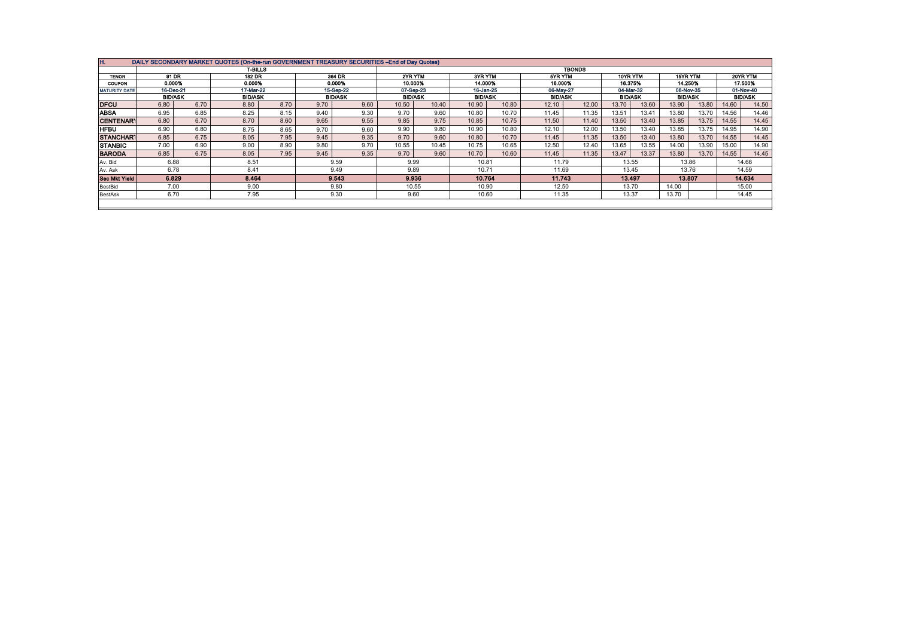| H. | DAILY SECONDARY MARKET QUOTES (On-the-run GOVERNMENT TREASURY SECURITIES –End of Day Quotes) | | | | | | | | | | | | | | | | | |
|---|---|---|---|---|---|---|---|---|---|---|---|---|---|---|---|---|---|---|
| | T-BILLS | | | | | | TBONDS | | | | | | | | | | | |
| TENOR | 91 DR | | 182 DR | | 364 DR | | 2YR YTM | | 3YR YTM | | 5YR YTM | | 10YR YTM | | 15YR YTM | | 20YR YTM | |
| COUPON | 0.000% | | 0.000% | | 0.000% | | 10.000% | | 14.000% | | 16.000% | | 16.375% | | 14.250% | | 17.500% | |
| MATURITY DATE | 16-Dec-21 | | 17-Mar-22 | | 15-Sep-22 | | 07-Sep-23 | | 16-Jan-25 | | 06-May-27 | | 04-Mar-32 | | 08-Nov-35 | | 01-Nov-40 | |
| | BID/ASK | | BID/ASK | | BID/ASK | | BID/ASK | | BID/ASK | | BID/ASK | | BID/ASK | | BID/ASK | | BID/ASK | |
| DFCU | 6.80 | 6.70 | 8.80 | 8.70 | 9.70 | 9.60 | 10.50 | 10.40 | 10.90 | 10.80 | 12.10 | 12.00 | 13.70 | 13.60 | 13.90 | 13.80 | 14.60 | 14.50 |
| ABSA | 6.95 | 6.85 | 8.25 | 8.15 | 9.40 | 9.30 | 9.70 | 9.60 | 10.80 | 10.70 | 11.45 | 11.35 | 13.51 | 13.41 | 13.80 | 13.70 | 14.56 | 14.46 |
| CENTENARY | 6.80 | 6.70 | 8.70 | 8.60 | 9.65 | 9.55 | 9.85 | 9.75 | 10.85 | 10.75 | 11.50 | 11.40 | 13.50 | 13.40 | 13.85 | 13.75 | 14.55 | 14.45 |
| HFBU | 6.90 | 6.80 | 8.75 | 8.65 | 9.70 | 9.60 | 9.90 | 9.80 | 10.90 | 10.80 | 12.10 | 12.00 | 13.50 | 13.40 | 13.85 | 13.75 | 14.95 | 14.90 |
| STANCHART | 6.85 | 6.75 | 8.05 | 7.95 | 9.45 | 9.35 | 9.70 | 9.60 | 10.80 | 10.70 | 11.45 | 11.35 | 13.50 | 13.40 | 13.80 | 13.70 | 14.55 | 14.45 |
| STANBIC | 7.00 | 6.90 | 9.00 | 8.90 | 9.80 | 9.70 | 10.55 | 10.45 | 10.75 | 10.65 | 12.50 | 12.40 | 13.65 | 13.55 | 14.00 | 13.90 | 15.00 | 14.90 |
| BARODA | 6.85 | 6.75 | 8.05 | 7.95 | 9.45 | 9.35 | 9.70 | 9.60 | 10.70 | 10.60 | 11.45 | 11.35 | 13.47 | 13.37 | 13.80 | 13.70 | 14.55 | 14.45 |
| Av. Bid | 6.88 | | 8.51 | | 9.59 | | 9.99 | | 10.81 | | 11.79 | | 13.55 | | 13.86 | | 14.68 | |
| Av. Ask | 6.78 | | 8.41 | | 9.49 | | 9.89 | | 10.71 | | 11.69 | | 13.45 | | 13.76 | | 14.59 | |
| Sec Mkt Yield | 6.829 | | 8.464 | | 9.543 | | 9.936 | | 10.764 | | 11.743 | | 13.497 | | 13.807 | | 14.634 | |
| BestBid | 7.00 | | 9.00 | | 9.80 | | 10.55 | | 10.90 | | 12.50 | | 13.70 | | 14.00 | | 15.00 | |
| BestAsk | 6.70 | | 7.95 | | 9.30 | | 9.60 | | 10.60 | | 11.35 | | 13.37 | | 13.70 | | 14.45 | |